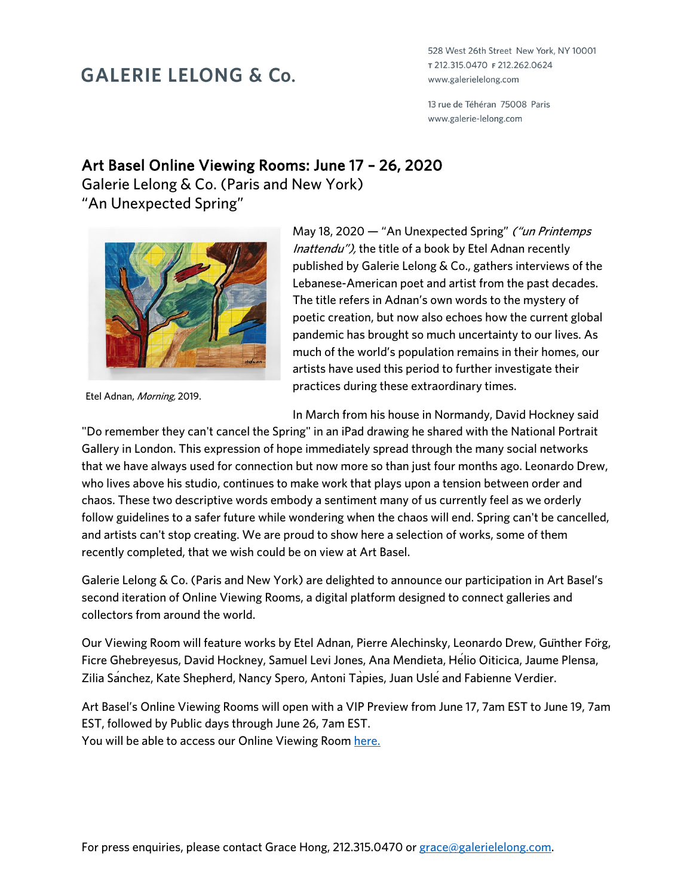# GALERIE LELONG & Co.

528 West 26th Street New York, NY 10001
T 212.315.0470 F 212.262.0624
www.galerielelong.com

13 rue de Téhéran 75008 Paris
www.galerie-lelong.com

## Art Basel Online Viewing Rooms: June 17 – 26, 2020

Galerie Lelong & Co. (Paris and New York)
"An Unexpected Spring"

Etel Adnan, *Morning*, 2019.

May 18, 2020 — "An Unexpected Spring" *("un Printemps Inattendu"),* the title of a book by Etel Adnan recently published by Galerie Lelong & Co., gathers interviews of the Lebanese-American poet and artist from the past decades. The title refers in Adnan's own words to the mystery of poetic creation, but now also echoes how the current global pandemic has brought so much uncertainty to our lives. As much of the world's population remains in their homes, our artists have used this period to further investigate their practices during these extraordinary times.

In March from his house in Normandy, David Hockney said "Do remember they can't cancel the Spring" in an iPad drawing he shared with the National Portrait Gallery in London. This expression of hope immediately spread through the many social networks that we have always used for connection but now more so than just four months ago. Leonardo Drew, who lives above his studio, continues to make work that plays upon a tension between order and chaos. These two descriptive words embody a sentiment many of us currently feel as we orderly follow guidelines to a safer future while wondering when the chaos will end. Spring can't be cancelled, and artists can't stop creating. We are proud to show here a selection of works, some of them recently completed, that we wish could be on view at Art Basel.

Galerie Lelong & Co. (Paris and New York) are delighted to announce our participation in Art Basel's second iteration of Online Viewing Rooms, a digital platform designed to connect galleries and collectors from around the world.

Our Viewing Room will feature works by Etel Adnan, Pierre Alechinsky, Leonardo Drew, Günther Förg, Ficre Ghebreyesus, David Hockney, Samuel Levi Jones, Ana Mendieta, Hélio Oiticica, Jaume Plensa, Zilia Sánchez, Kate Shepherd, Nancy Spero, Antoni Tàpies, Juan Uslé and Fabienne Verdier.

Art Basel's Online Viewing Rooms will open with a VIP Preview from June 17, 7am EST to June 19, 7am EST, followed by Public days through June 26, 7am EST.
You will be able to access our Online Viewing Room [here.]

For press enquiries, please contact Grace Hong, 212.315.0470 or grace@galerielelong.com.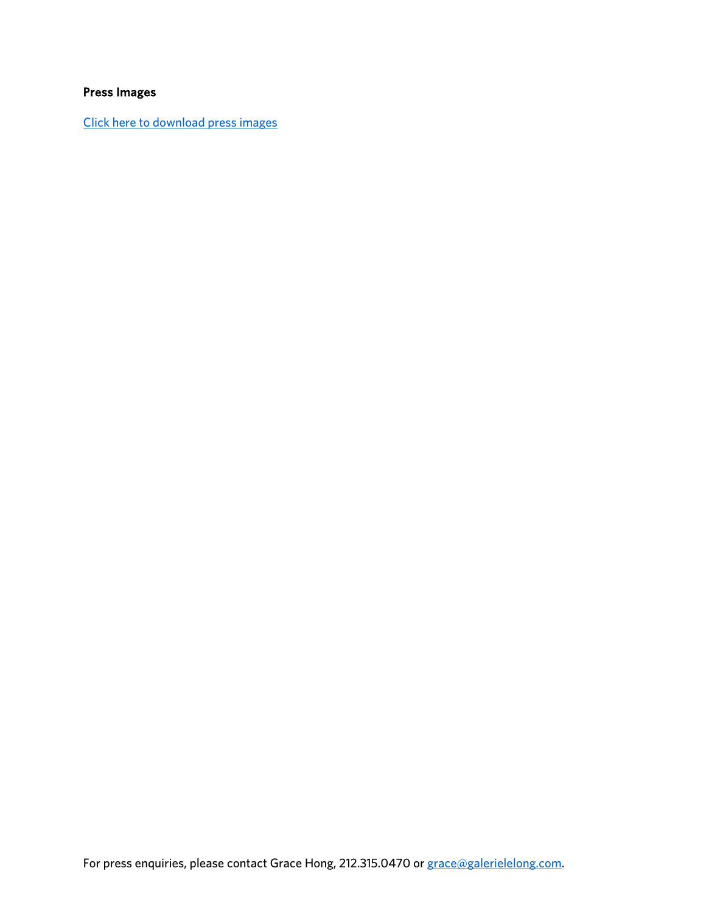**Press Images**

[Click here to download press images]

For press enquiries, please contact Grace Hong, 212.315.0470 or grace@galerielelong.com.